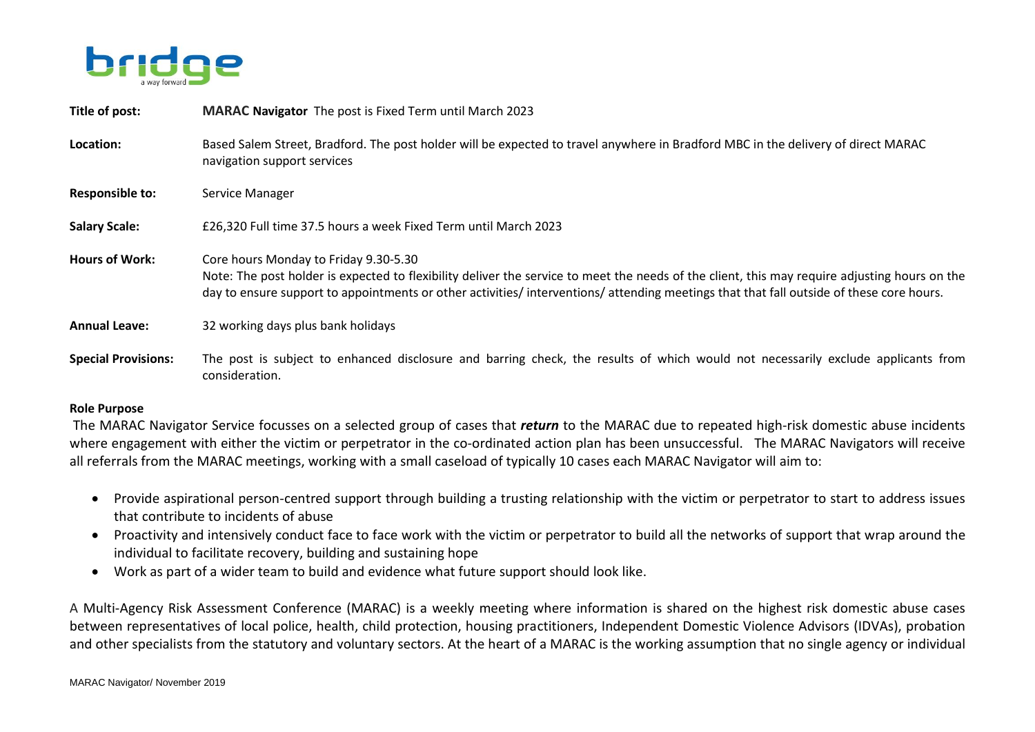bridge
a way forward

| | |
|---|---|
| **Title of post:** | **MARAC Navigator** The post is Fixed Term until March 2023 |
| **Location:** | Based Salem Street, Bradford. The post holder will be expected to travel anywhere in Bradford MBC in the delivery of direct MARAC navigation support services |
| **Responsible to:** | Service Manager |
| **Salary Scale:** | £26,320 Full time 37.5 hours a week Fixed Term until March 2023 |
| **Hours of Work:** | Core hours Monday to Friday 9.30-5.30<br>Note: The post holder is expected to flexibility deliver the service to meet the needs of the client, this may require adjusting hours on the day to ensure support to appointments or other activities/ interventions/ attending meetings that that fall outside of these core hours. |
| **Annual Leave:** | 32 working days plus bank holidays |
| **Special Provisions:** | The post is subject to enhanced disclosure and barring check, the results of which would not necessarily exclude applicants from consideration. |

**Role Purpose**

The MARAC Navigator Service focusses on a selected group of cases that ***return*** to the MARAC due to repeated high-risk domestic abuse incidents where engagement with either the victim or perpetrator in the co-ordinated action plan has been unsuccessful. The MARAC Navigators will receive all referrals from the MARAC meetings, working with a small caseload of typically 10 cases each MARAC Navigator will aim to:

- Provide aspirational person-centred support through building a trusting relationship with the victim or perpetrator to start to address issues that contribute to incidents of abuse
- Proactivity and intensively conduct face to face work with the victim or perpetrator to build all the networks of support that wrap around the individual to facilitate recovery, building and sustaining hope
- Work as part of a wider team to build and evidence what future support should look like.

A Multi-Agency Risk Assessment Conference (MARAC) is a weekly meeting where information is shared on the highest risk domestic abuse cases between representatives of local police, health, child protection, housing practitioners, Independent Domestic Violence Advisors (IDVAs), probation and other specialists from the statutory and voluntary sectors. At the heart of a MARAC is the working assumption that no single agency or individual

MARAC Navigator/ November 2019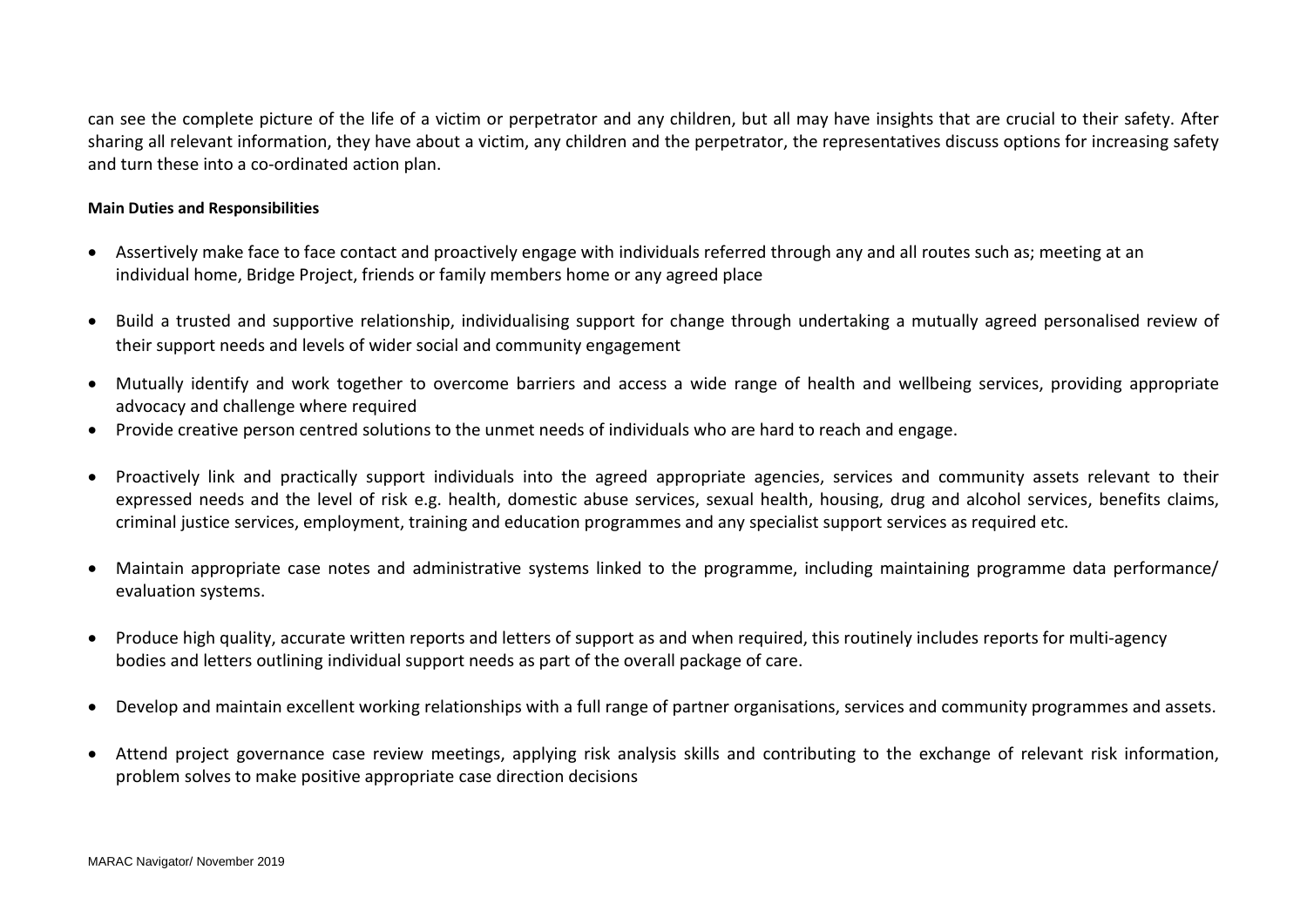can see the complete picture of the life of a victim or perpetrator and any children, but all may have insights that are crucial to their safety. After sharing all relevant information, they have about a victim, any children and the perpetrator, the representatives discuss options for increasing safety and turn these into a co-ordinated action plan.

**Main Duties and Responsibilities**

- Assertively make face to face contact and proactively engage with individuals referred through any and all routes such as; meeting at an individual home, Bridge Project, friends or family members home or any agreed place
- Build a trusted and supportive relationship, individualising support for change through undertaking a mutually agreed personalised review of their support needs and levels of wider social and community engagement
- Mutually identify and work together to overcome barriers and access a wide range of health and wellbeing services, providing appropriate advocacy and challenge where required
- Provide creative person centred solutions to the unmet needs of individuals who are hard to reach and engage.
- Proactively link and practically support individuals into the agreed appropriate agencies, services and community assets relevant to their expressed needs and the level of risk e.g. health, domestic abuse services, sexual health, housing, drug and alcohol services, benefits claims, criminal justice services, employment, training and education programmes and any specialist support services as required etc.
- Maintain appropriate case notes and administrative systems linked to the programme, including maintaining programme data performance/ evaluation systems.
- Produce high quality, accurate written reports and letters of support as and when required, this routinely includes reports for multi-agency bodies and letters outlining individual support needs as part of the overall package of care.
- Develop and maintain excellent working relationships with a full range of partner organisations, services and community programmes and assets.
- Attend project governance case review meetings, applying risk analysis skills and contributing to the exchange of relevant risk information, problem solves to make positive appropriate case direction decisions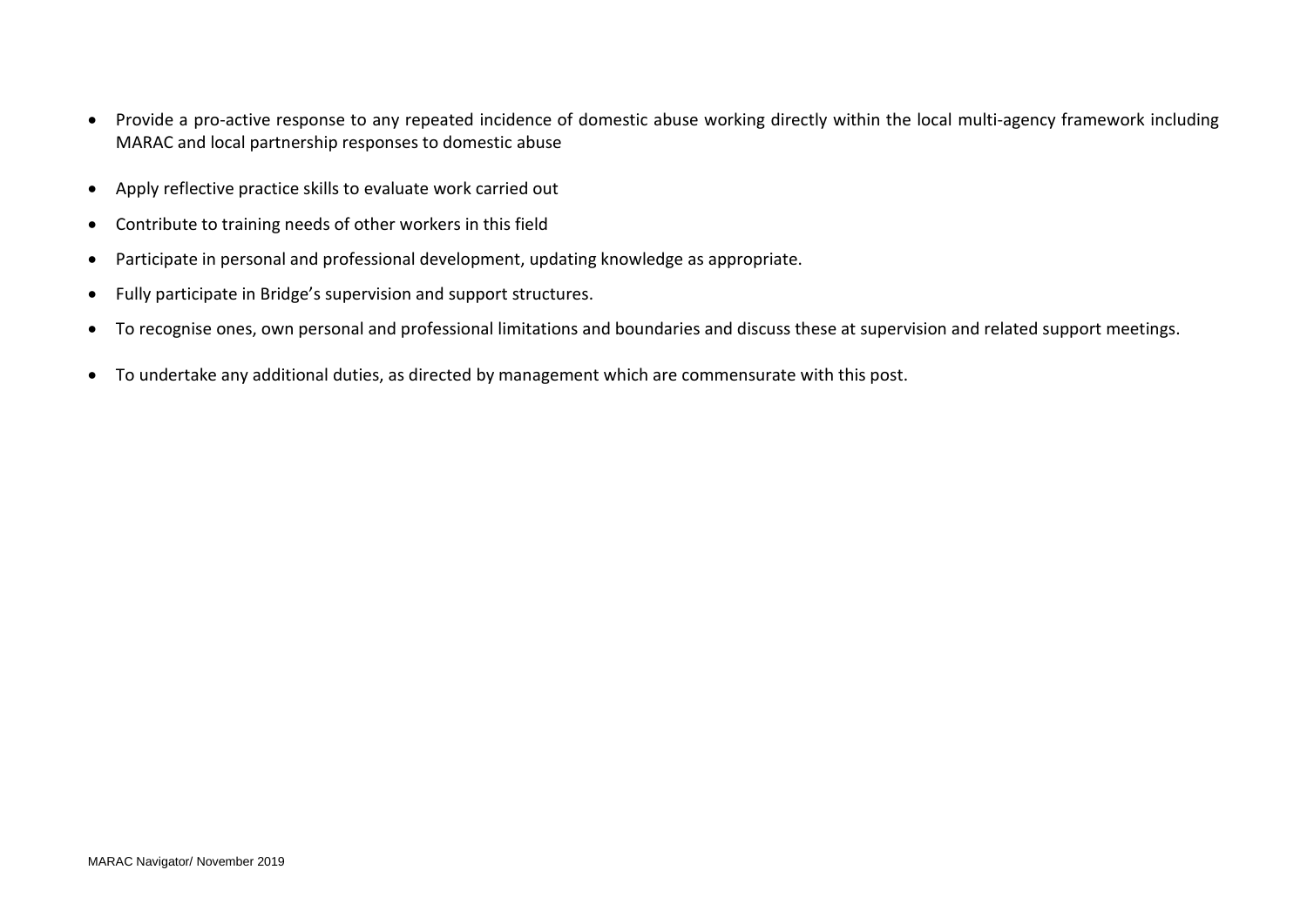- Provide a pro-active response to any repeated incidence of domestic abuse working directly within the local multi-agency framework including MARAC and local partnership responses to domestic abuse
- Apply reflective practice skills to evaluate work carried out
- Contribute to training needs of other workers in this field
- Participate in personal and professional development, updating knowledge as appropriate.
- Fully participate in Bridge's supervision and support structures.
- To recognise ones, own personal and professional limitations and boundaries and discuss these at supervision and related support meetings.
- To undertake any additional duties, as directed by management which are commensurate with this post.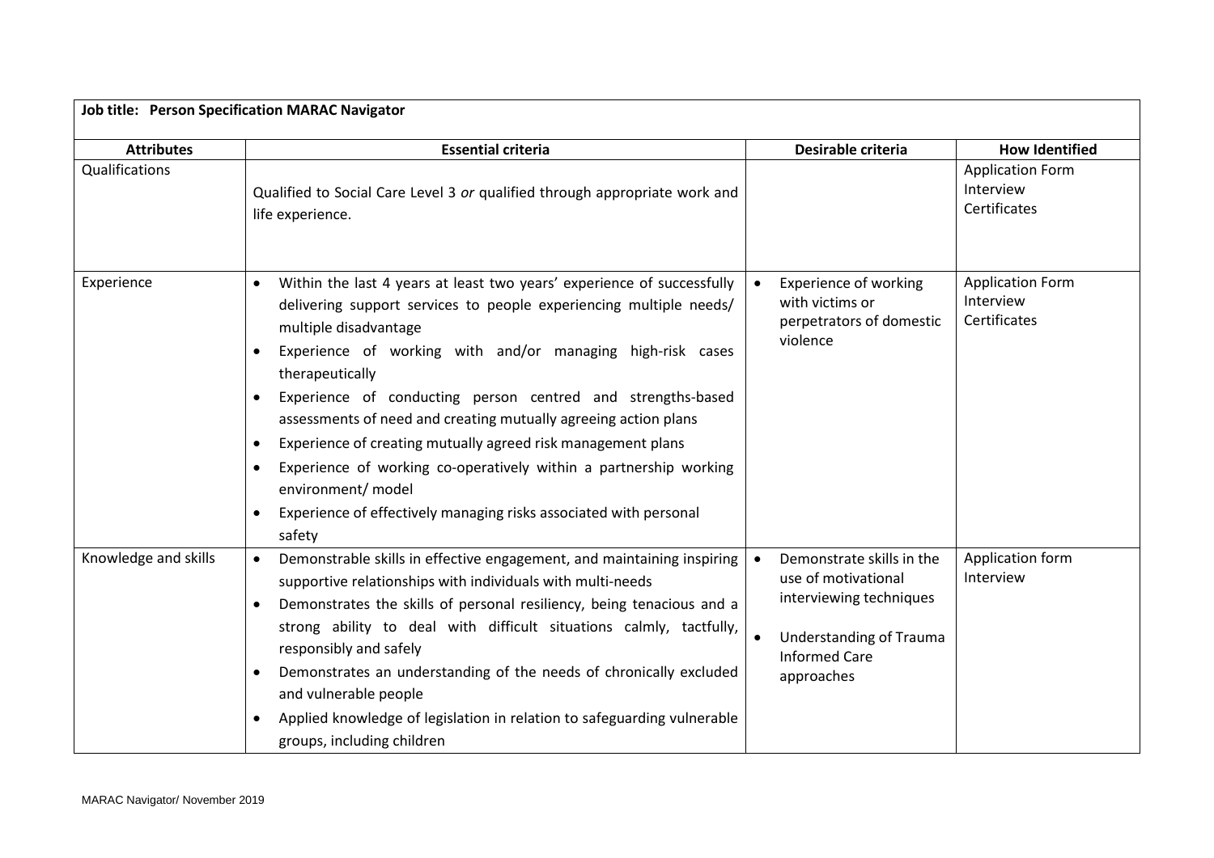| Job title: Person Specification MARAC Navigator | | | |
|---|---|---|---|
| **Attributes** | **Essential criteria** | **Desirable criteria** | **How Identified** |
| Qualifications | Qualified to Social Care Level 3 *or* qualified through appropriate work and life experience. | | Application Form<br>Interview<br>Certificates |
| Experience | • Within the last 4 years at least two years' experience of successfully delivering support services to people experiencing multiple needs/ multiple disadvantage<br>• Experience of working with and/or managing high-risk cases therapeutically<br>• Experience of conducting person centred and strengths-based assessments of need and creating mutually agreeing action plans<br>• Experience of creating mutually agreed risk management plans<br>• Experience of working co-operatively within a partnership working environment/ model<br>• Experience of effectively managing risks associated with personal safety | • Experience of working with victims or perpetrators of domestic violence | Application Form<br>Interview<br>Certificates |
| Knowledge and skills | • Demonstrable skills in effective engagement, and maintaining inspiring supportive relationships with individuals with multi-needs<br>• Demonstrates the skills of personal resiliency, being tenacious and a strong ability to deal with difficult situations calmly, tactfully, responsibly and safely<br>• Demonstrates an understanding of the needs of chronically excluded and vulnerable people<br>• Applied knowledge of legislation in relation to safeguarding vulnerable groups, including children | • Demonstrate skills in the use of motivational interviewing techniques<br>• Understanding of Trauma Informed Care approaches | Application form<br>Interview |

MARAC Navigator/ November 2019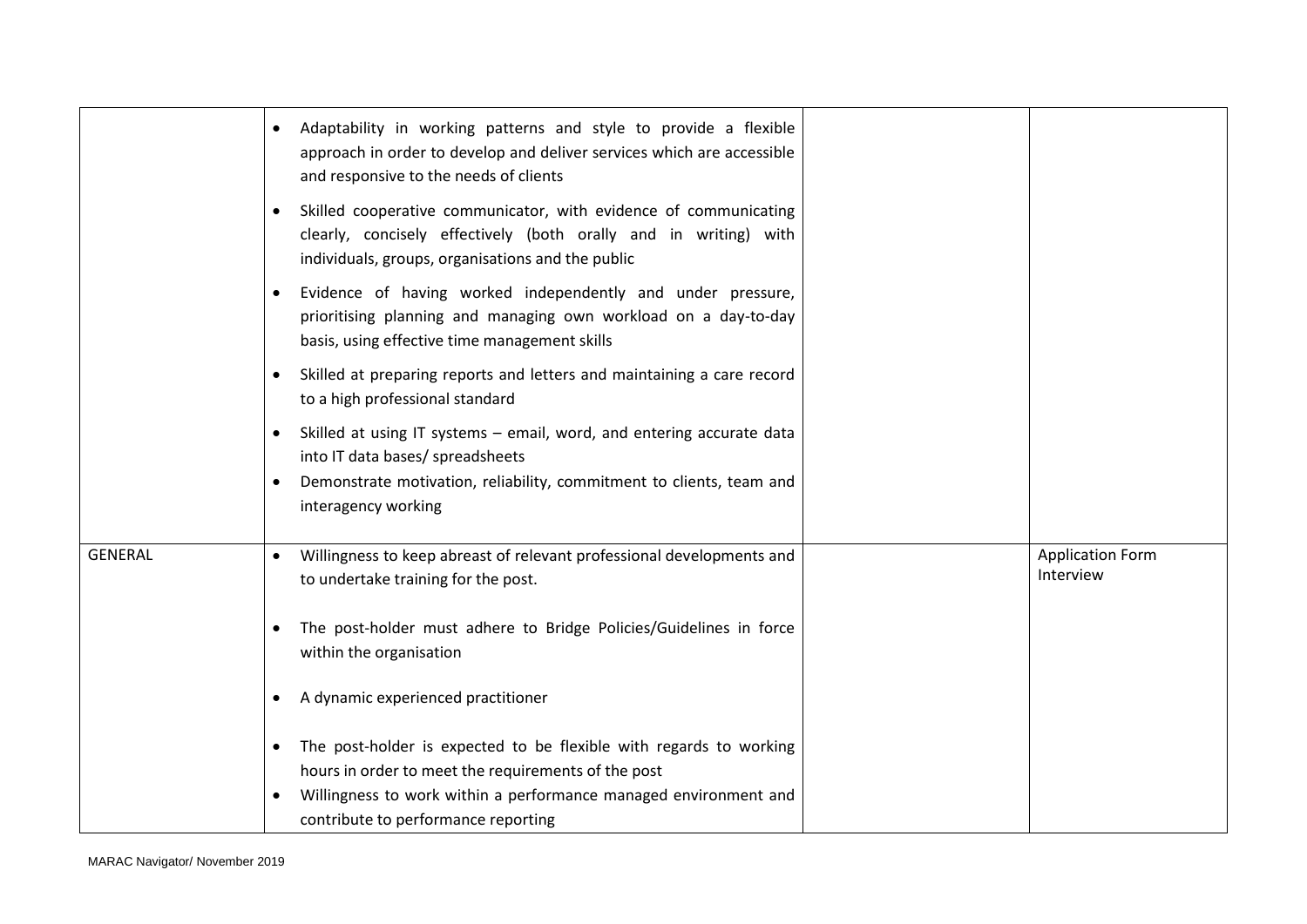| | | | |
|---|---|---|---|
| | • Adaptability in working patterns and style to provide a flexible approach in order to develop and deliver services which are accessible and responsive to the needs of clients<br>• Skilled cooperative communicator, with evidence of communicating clearly, concisely effectively (both orally and in writing) with individuals, groups, organisations and the public<br>• Evidence of having worked independently and under pressure, prioritising planning and managing own workload on a day-to-day basis, using effective time management skills<br>• Skilled at preparing reports and letters and maintaining a care record to a high professional standard<br>• Skilled at using IT systems – email, word, and entering accurate data into IT data bases/ spreadsheets<br>• Demonstrate motivation, reliability, commitment to clients, team and interagency working | | |
| GENERAL | • Willingness to keep abreast of relevant professional developments and to undertake training for the post.<br>• The post-holder must adhere to Bridge Policies/Guidelines in force within the organisation<br>• A dynamic experienced practitioner<br>• The post-holder is expected to be flexible with regards to working hours in order to meet the requirements of the post<br>• Willingness to work within a performance managed environment and contribute to performance reporting | | Application Form<br>Interview |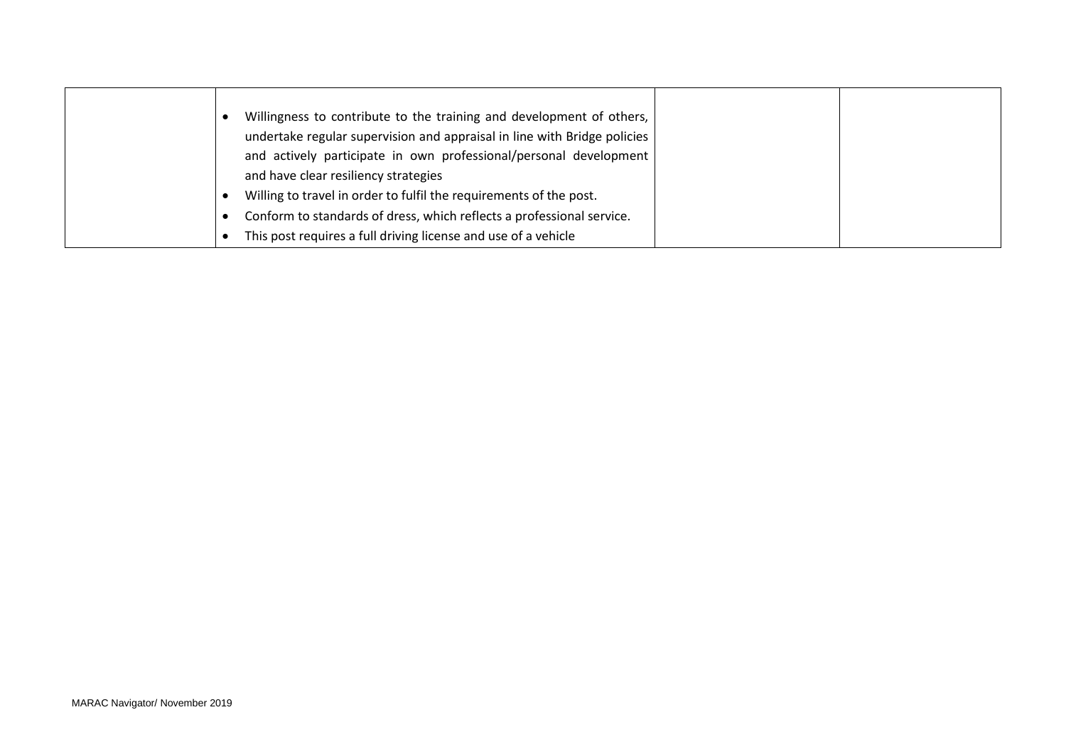| | | | |
|---|---|---|---|
| | • Willingness to contribute to the training and development of others, undertake regular supervision and appraisal in line with Bridge policies and actively participate in own professional/personal development and have clear resiliency strategies<br>• Willing to travel in order to fulfil the requirements of the post.<br>• Conform to standards of dress, which reflects a professional service.<br>• This post requires a full driving license and use of a vehicle | | |